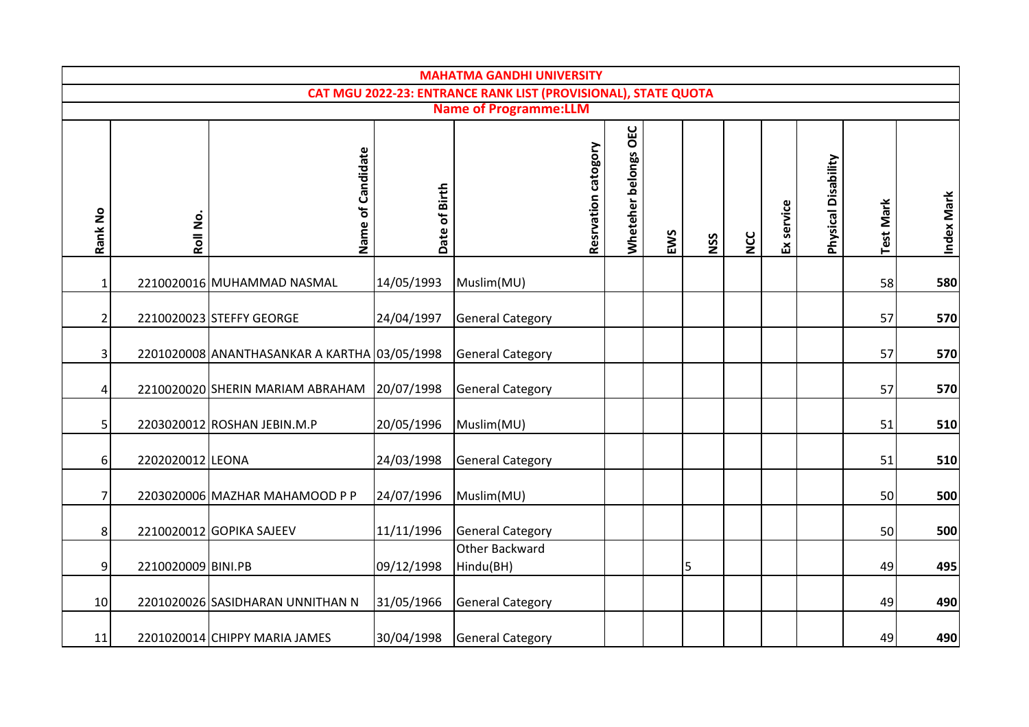# MAHATMA GANDHI UNIVERSITY

## CAT MGU 2022-23: ENTRANCE RANK LIST (PROVISIONAL), STATE QUOTA

### Name of Programme:LLM

| Rank No | Roll No. | Name of Candidate | Date of Birth | Resrvation catogory | Whetehr belongs OEC | EWS | NSS | NCC | Ex service | Physical Disability | Test Mark | Index Mark |
|---|---|---|---|---|---|---|---|---|---|---|---|---|
| 1 | 2210020016 | MUHAMMAD NASMAL | 14/05/1993 | Muslim(MU) | | | | | | | 58 | **580** |
| 2 | 2210020023 | STEFFY GEORGE | 24/04/1997 | General Category | | | | | | | 57 | **570** |
| 3 | 2201020008 | ANANTHASANKAR A KARTHA | 03/05/1998 | General Category | | | | | | | 57 | **570** |
| 4 | 2210020020 | SHERIN MARIAM ABRAHAM | 20/07/1998 | General Category | | | | | | | 57 | **570** |
| 5 | 2203020012 | ROSHAN JEBIN.M.P | 20/05/1996 | Muslim(MU) | | | | | | | 51 | **510** |
| 6 | 2202020012 | LEONA | 24/03/1998 | General Category | | | | | | | 51 | **510** |
| 7 | 2203020006 | MAZHAR MAHAMOOD P P | 24/07/1996 | Muslim(MU) | | | | | | | 50 | **500** |
| 8 | 2210020012 | GOPIKA SAJEEV | 11/11/1996 | General Category | | | | | | | 50 | **500** |
| 9 | 2210020009 | BINI.PB | 09/12/1998 | Other Backward Hindu(BH) | | | 5 | | | | 49 | **495** |
| 10 | 2201020026 | SASIDHARAN UNNITHAN N | 31/05/1966 | General Category | | | | | | | 49 | **490** |
| 11 | 2201020014 | CHIPPY MARIA JAMES | 30/04/1998 | General Category | | | | | | | 49 | **490** |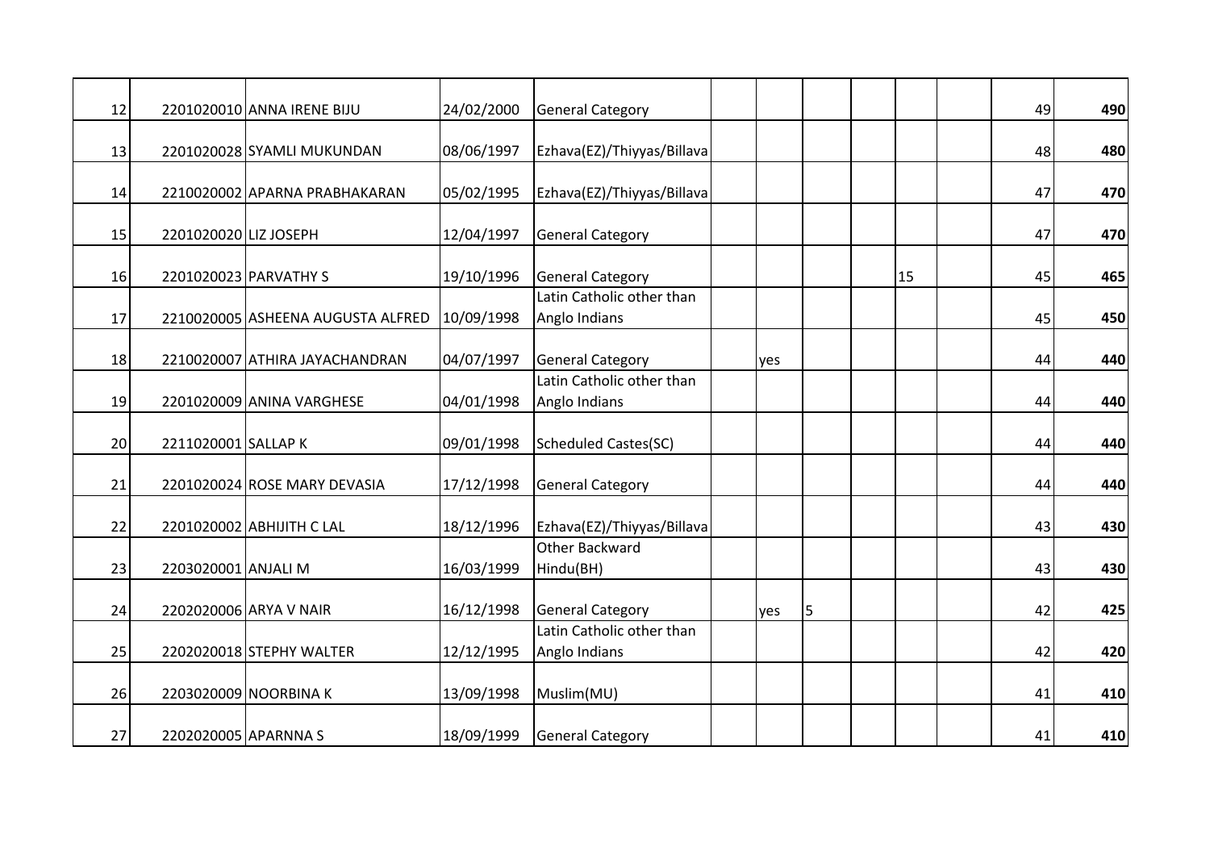| | | | | | | | | | | | | |
|---|---|---|---|---|---|---|---|---|---|---|---|---|
| 12 | 2201020010 | ANNA IRENE BIJU | 24/02/2000 | General Category | | | | | | | 49 | **490** |
| 13 | 2201020028 | SYAMLI MUKUNDAN | 08/06/1997 | Ezhava(EZ)/Thiyyas/Billava | | | | | | | 48 | **480** |
| 14 | 2210020002 | APARNA PRABHAKARAN | 05/02/1995 | Ezhava(EZ)/Thiyyas/Billava | | | | | | | 47 | **470** |
| 15 | 2201020020 | LIZ JOSEPH | 12/04/1997 | General Category | | | | | | | 47 | **470** |
| 16 | 2201020023 | PARVATHY S | 19/10/1996 | General Category | | | | | 15 | | 45 | **465** |
| 17 | 2210020005 | ASHEENA AUGUSTA ALFRED | 10/09/1998 | Latin Catholic other than Anglo Indians | | | | | | | 45 | **450** |
| 18 | 2210020007 | ATHIRA JAYACHANDRAN | 04/07/1997 | General Category | | yes | | | | | 44 | **440** |
| 19 | 2201020009 | ANINA VARGHESE | 04/01/1998 | Latin Catholic other than Anglo Indians | | | | | | | 44 | **440** |
| 20 | 2211020001 | SALLAP K | 09/01/1998 | Scheduled Castes(SC) | | | | | | | 44 | **440** |
| 21 | 2201020024 | ROSE MARY DEVASIA | 17/12/1998 | General Category | | | | | | | 44 | **440** |
| 22 | 2201020002 | ABHIJITH C LAL | 18/12/1996 | Ezhava(EZ)/Thiyyas/Billava | | | | | | | 43 | **430** |
| 23 | 2203020001 | ANJALI M | 16/03/1999 | Other Backward Hindu(BH) | | | | | | | 43 | **430** |
| 24 | 2202020006 | ARYA V NAIR | 16/12/1998 | General Category | | yes | 5 | | | | 42 | **425** |
| 25 | 2202020018 | STEPHY WALTER | 12/12/1995 | Latin Catholic other than Anglo Indians | | | | | | | 42 | **420** |
| 26 | 2203020009 | NOORBINA K | 13/09/1998 | Muslim(MU) | | | | | | | 41 | **410** |
| 27 | 2202020005 | APARNNA S | 18/09/1999 | General Category | | | | | | | 41 | **410** |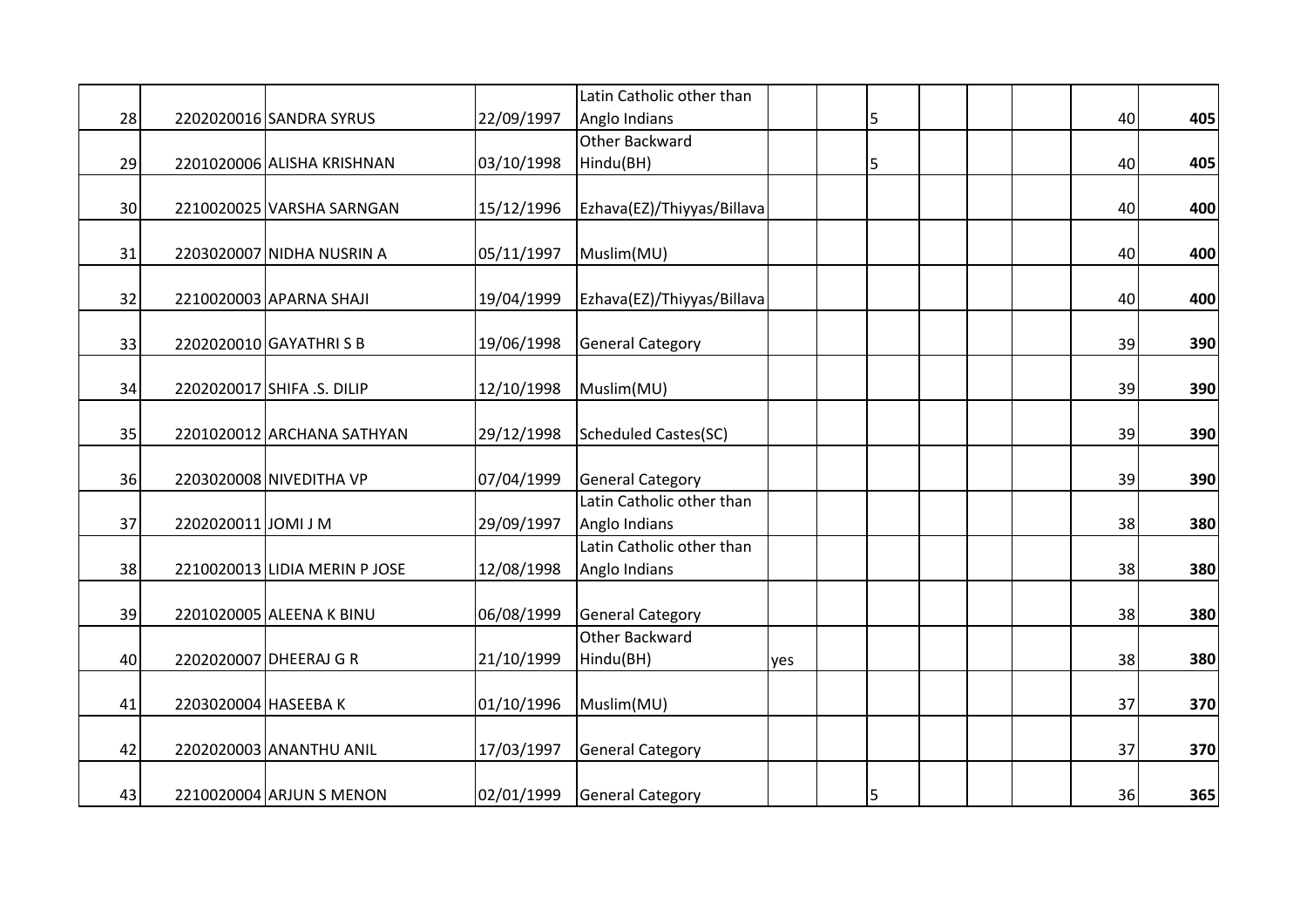| | | | | | | | | | | | | |
|---|---|---|---|---|---|---|---|---|---|---|---|---|
| 28 | 2202020016 | SANDRA SYRUS | 22/09/1997 | Latin Catholic other than Anglo Indians | | | 5 | | | | 40 | **405** |
| 29 | 2201020006 | ALISHA KRISHNAN | 03/10/1998 | Other Backward Hindu(BH) | | | 5 | | | | 40 | **405** |
| 30 | 2210020025 | VARSHA SARNGAN | 15/12/1996 | Ezhava(EZ)/Thiyyas/Billava | | | | | | | 40 | **400** |
| 31 | 2203020007 | NIDHA NUSRIN A | 05/11/1997 | Muslim(MU) | | | | | | | 40 | **400** |
| 32 | 2210020003 | APARNA SHAJI | 19/04/1999 | Ezhava(EZ)/Thiyyas/Billava | | | | | | | 40 | **400** |
| 33 | 2202020010 | GAYATHRI S B | 19/06/1998 | General Category | | | | | | | 39 | **390** |
| 34 | 2202020017 | SHIFA .S. DILIP | 12/10/1998 | Muslim(MU) | | | | | | | 39 | **390** |
| 35 | 2201020012 | ARCHANA SATHYAN | 29/12/1998 | Scheduled Castes(SC) | | | | | | | 39 | **390** |
| 36 | 2203020008 | NIVEDITHA VP | 07/04/1999 | General Category | | | | | | | 39 | **390** |
| 37 | 2202020011 | JOMI J M | 29/09/1997 | Latin Catholic other than Anglo Indians | | | | | | | 38 | **380** |
| 38 | 2210020013 | LIDIA MERIN P JOSE | 12/08/1998 | Latin Catholic other than Anglo Indians | | | | | | | 38 | **380** |
| 39 | 2201020005 | ALEENA K BINU | 06/08/1999 | General Category | | | | | | | 38 | **380** |
| 40 | 2202020007 | DHEERAJ G R | 21/10/1999 | Other Backward Hindu(BH) | yes | | | | | | 38 | **380** |
| 41 | 2203020004 | HASEEBA K | 01/10/1996 | Muslim(MU) | | | | | | | 37 | **370** |
| 42 | 2202020003 | ANANTHU ANIL | 17/03/1997 | General Category | | | | | | | 37 | **370** |
| 43 | 2210020004 | ARJUN S MENON | 02/01/1999 | General Category | | | 5 | | | | 36 | **365** |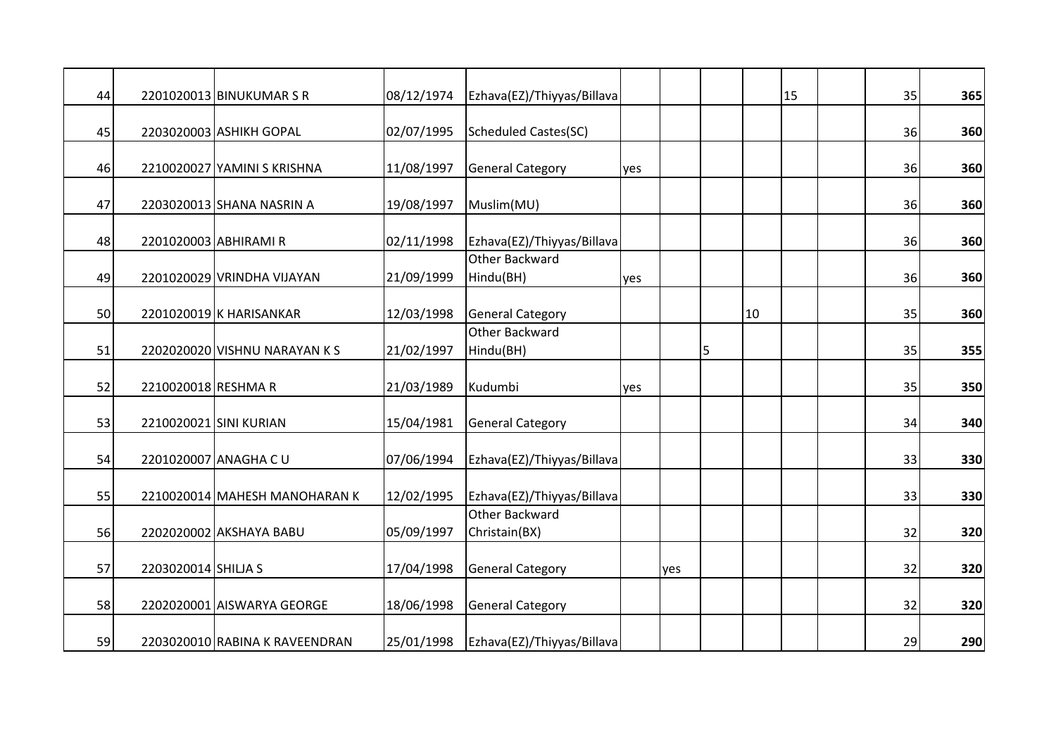| | | | | | | | | | | | | | |
|---|---|---|---|---|---|---|---|---|---|---|---|---|---|
| 44 | 2201020013 | BINUKUMAR S R | 08/12/1974 | Ezhava(EZ)/Thiyyas/Billava | | | | | 15 | | 35 | **365** |
| 45 | 2203020003 | ASHIKH GOPAL | 02/07/1995 | Scheduled Castes(SC) | | | | | | | 36 | **360** |
| 46 | 2210020027 | YAMINI S KRISHNA | 11/08/1997 | General Category | yes | | | | | | 36 | **360** |
| 47 | 2203020013 | SHANA NASRIN A | 19/08/1997 | Muslim(MU) | | | | | | | 36 | **360** |
| 48 | 2201020003 | ABHIRAMI R | 02/11/1998 | Ezhava(EZ)/Thiyyas/Billava | | | | | | | 36 | **360** |
| 49 | 2201020029 | VRINDHA VIJAYAN | 21/09/1999 | Other Backward Hindu(BH) | yes | | | | | | 36 | **360** |
| 50 | 2201020019 | K HARISANKAR | 12/03/1998 | General Category | | | | 10 | | | 35 | **360** |
| 51 | 2202020020 | VISHNU NARAYAN K S | 21/02/1997 | Other Backward Hindu(BH) | | | 5 | | | | 35 | **355** |
| 52 | 2210020018 | RESHMA R | 21/03/1989 | Kudumbi | yes | | | | | | 35 | **350** |
| 53 | 2210020021 | SINI KURIAN | 15/04/1981 | General Category | | | | | | | 34 | **340** |
| 54 | 2201020007 | ANAGHA C U | 07/06/1994 | Ezhava(EZ)/Thiyyas/Billava | | | | | | | 33 | **330** |
| 55 | 2210020014 | MAHESH MANOHARAN K | 12/02/1995 | Ezhava(EZ)/Thiyyas/Billava | | | | | | | 33 | **330** |
| 56 | 2202020002 | AKSHAYA BABU | 05/09/1997 | Other Backward Christain(BX) | | | | | | | 32 | **320** |
| 57 | 2203020014 | SHILJA S | 17/04/1998 | General Category | | yes | | | | | 32 | **320** |
| 58 | 2202020001 | AISWARYA GEORGE | 18/06/1998 | General Category | | | | | | | 32 | **320** |
| 59 | 2203020010 | RABINA K RAVEENDRAN | 25/01/1998 | Ezhava(EZ)/Thiyyas/Billava | | | | | | | 29 | **290** |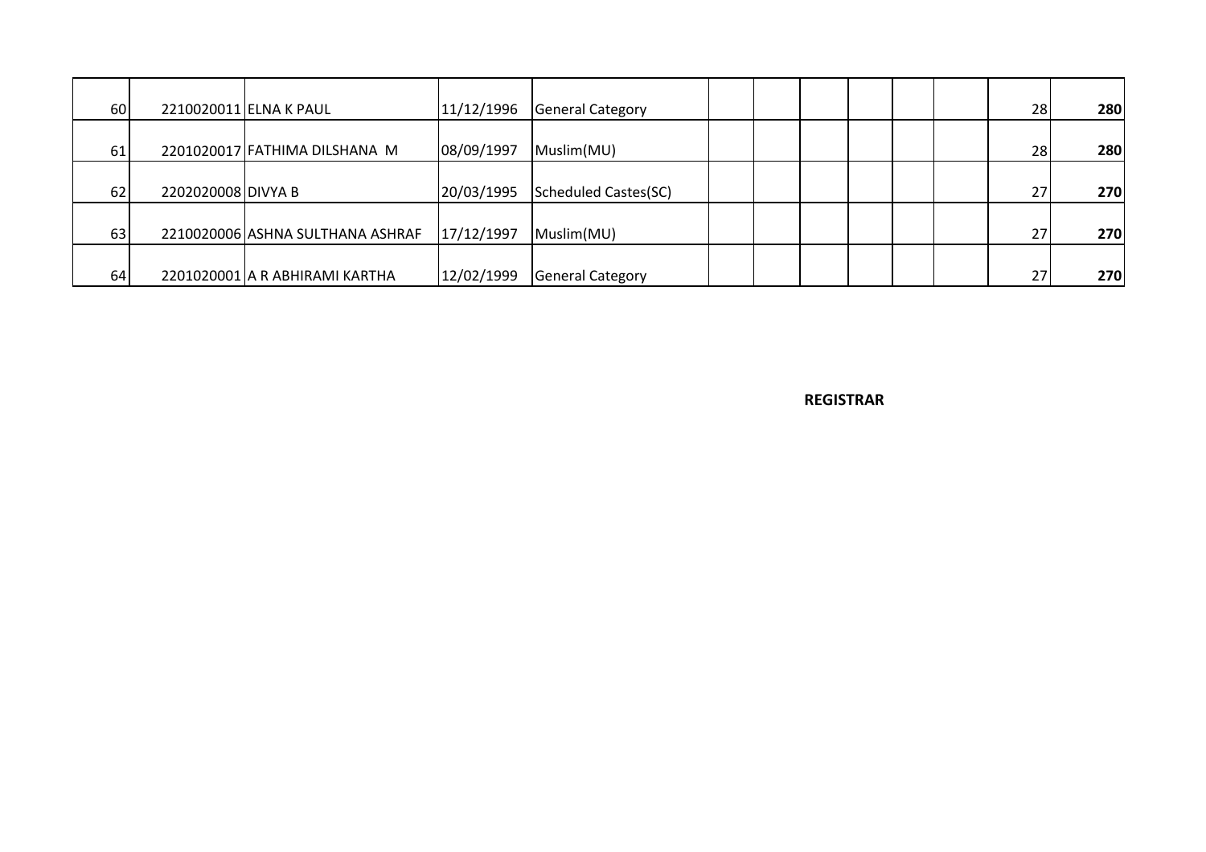| | | | | | | | | | | | | | |
|---|---|---|---|---|---|---|---|---|---|---|---|---|---|
| 60 | 2210020011 | ELNA K PAUL | 11/12/1996 | General Category | | | | | | | | 28 | **280** |
| 61 | 2201020017 | FATHIMA DILSHANA M | 08/09/1997 | Muslim(MU) | | | | | | | | 28 | **280** |
| 62 | 2202020008 | DIVYA B | 20/03/1995 | Scheduled Castes(SC) | | | | | | | | 27 | **270** |
| 63 | 2210020006 | ASHNA SULTHANA ASHRAF | 17/12/1997 | Muslim(MU) | | | | | | | | 27 | **270** |
| 64 | 2201020001 | A R ABHIRAMI KARTHA | 12/02/1999 | General Category | | | | | | | | 27 | **270** |

**REGISTRAR**